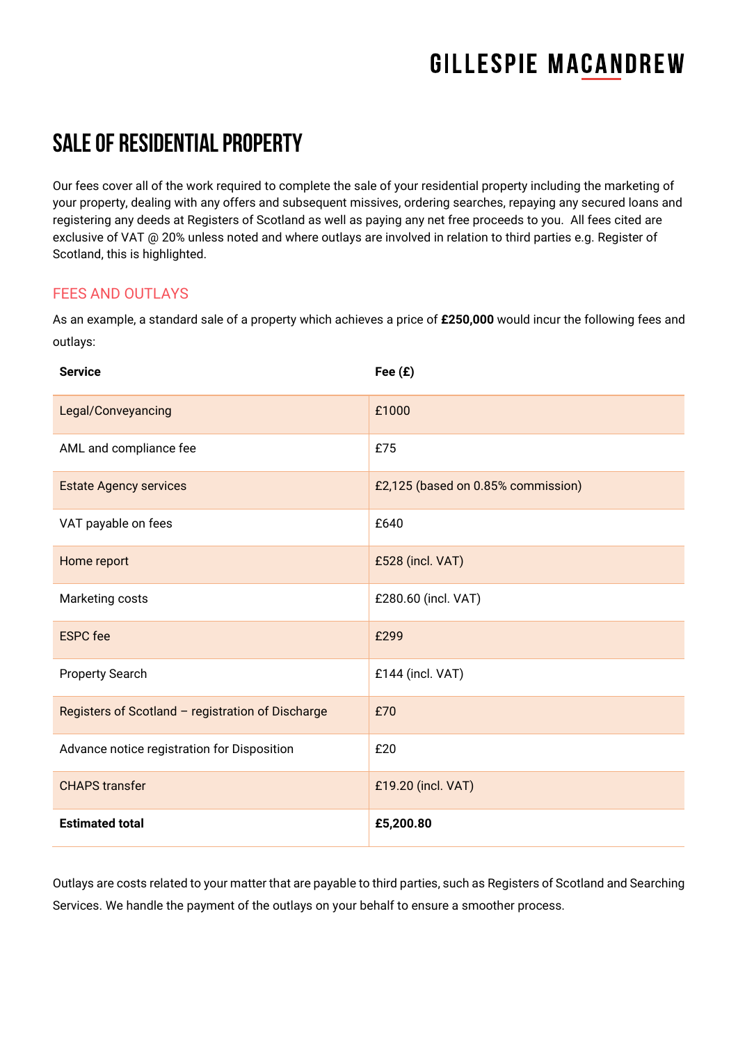# GILLESPIE MACANDREW

# SALE OF RESIDENTIAL PROPERTY

Our fees cover all of the work required to complete the sale of your residential property including the marketing of your property, dealing with any offers and subsequent missives, ordering searches, repaying any secured loans and registering any deeds at Registers of Scotland as well as paying any net free proceeds to you.  All fees cited are exclusive of VAT @ 20% unless noted and where outlays are involved in relation to third parties e.g. Register of Scotland, this is highlighted.

## FEES AND OUTLAYS

As an example, a standard sale of a property which achieves a price of **£250,000** would incur the following fees and outlays:

| **Service** | **Fee (£)** |
|---|---|
| Legal/Conveyancing | £1000 |
| AML and compliance fee | £75 |
| Estate Agency services | £2,125 (based on 0.85% commission) |
| VAT payable on fees | £640 |
| Home report | £528 (incl. VAT) |
| Marketing costs | £280.60 (incl. VAT) |
| ESPC fee | £299 |
| Property Search | £144 (incl. VAT) |
| Registers of Scotland – registration of Discharge | £70 |
| Advance notice registration for Disposition | £20 |
| CHAPS transfer | £19.20 (incl. VAT) |
| **Estimated total** | **£5,200.80** |

Outlays are costs related to your matter that are payable to third parties, such as Registers of Scotland and Searching Services. We handle the payment of the outlays on your behalf to ensure a smoother process.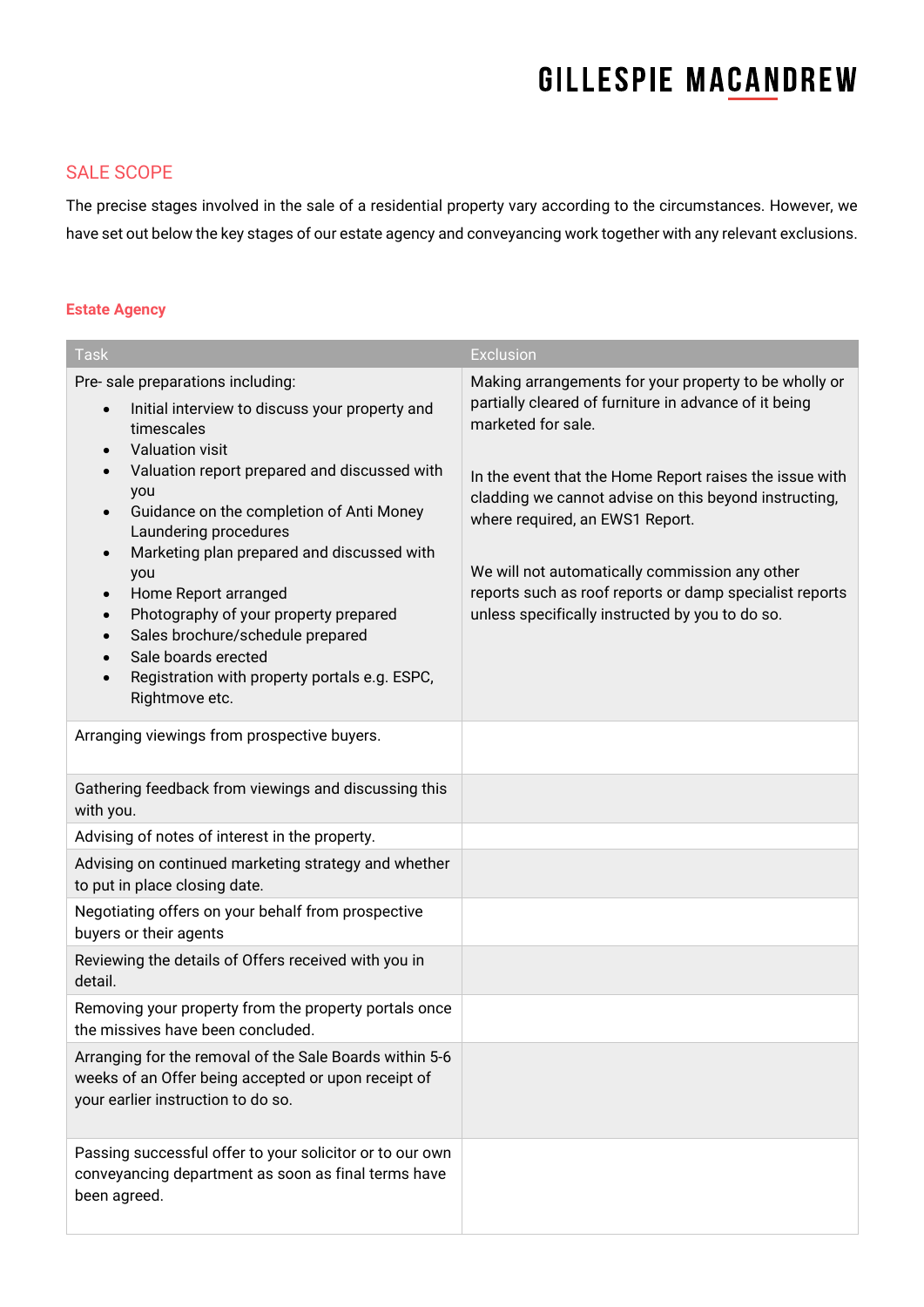## SALE SCOPE

The precise stages involved in the sale of a residential property vary according to the circumstances. However, we have set out below the key stages of our estate agency and conveyancing work together with any relevant exclusions.

### Estate Agency

| Task | Exclusion |
| --- | --- |
| Pre- sale preparations including:<br>• Initial interview to discuss your property and timescales<br>• Valuation visit<br>• Valuation report prepared and discussed with you<br>• Guidance on the completion of Anti Money Laundering procedures<br>• Marketing plan prepared and discussed with you<br>• Home Report arranged<br>• Photography of your property prepared<br>• Sales brochure/schedule prepared<br>• Sale boards erected<br>• Registration with property portals e.g. ESPC, Rightmove etc. | Making arrangements for your property to be wholly or partially cleared of furniture in advance of it being marketed for sale.<br><br>In the event that the Home Report raises the issue with cladding we cannot advise on this beyond instructing, where required, an EWS1 Report.<br><br>We will not automatically commission any other reports such as roof reports or damp specialist reports unless specifically instructed by you to do so. |
| Arranging viewings from prospective buyers. | |
| Gathering feedback from viewings and discussing this with you. | |
| Advising of notes of interest in the property. | |
| Advising on continued marketing strategy and whether to put in place closing date. | |
| Negotiating offers on your behalf from prospective buyers or their agents | |
| Reviewing the details of Offers received with you in detail. | |
| Removing your property from the property portals once the missives have been concluded. | |
| Arranging for the removal of the Sale Boards within 5-6 weeks of an Offer being accepted or upon receipt of your earlier instruction to do so. | |
| Passing successful offer to your solicitor or to our own conveyancing department as soon as final terms have been agreed. | |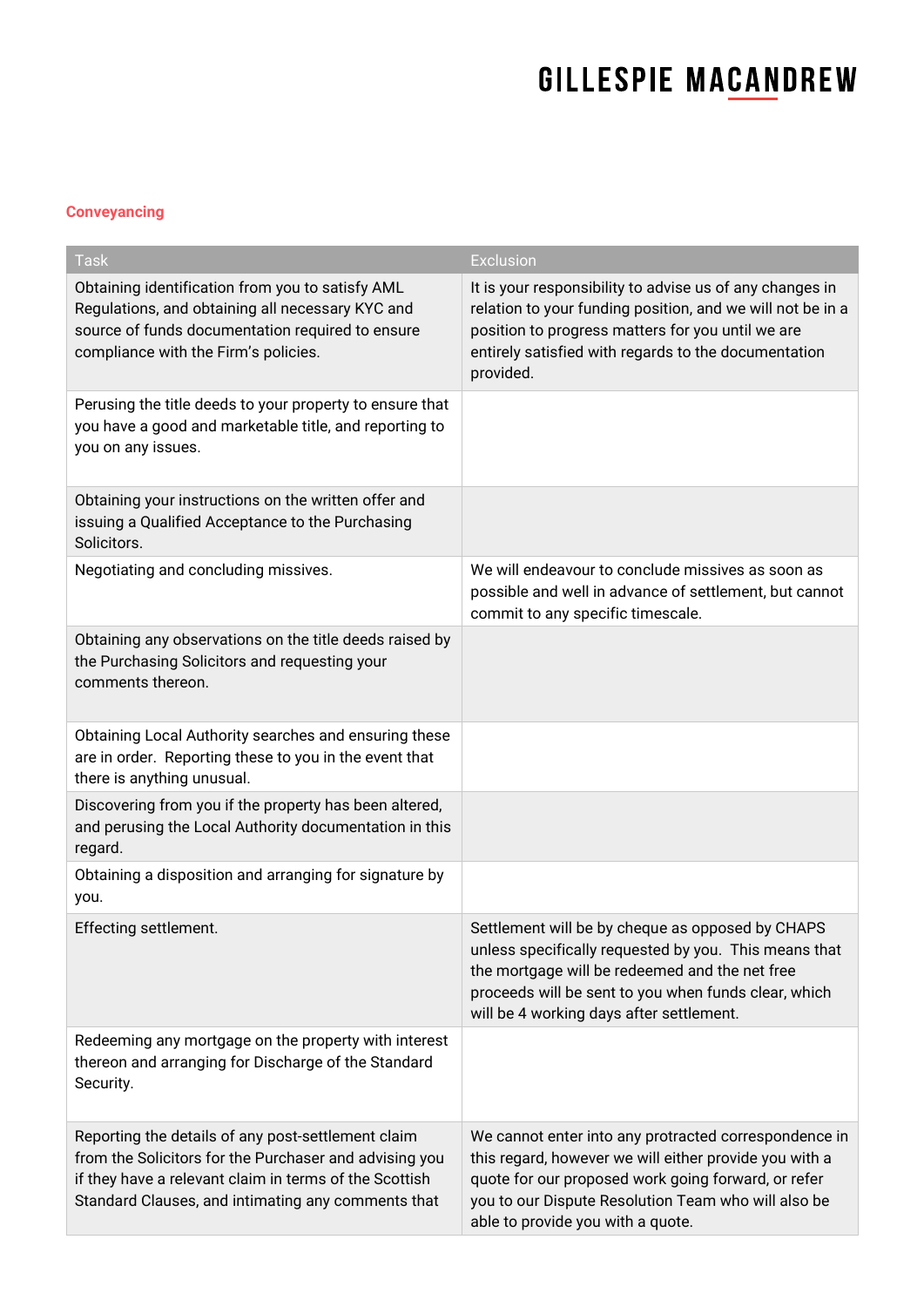**GILLESPIE MACANDREW**

### Conveyancing

| Task | Exclusion |
| --- | --- |
| Obtaining identification from you to satisfy AML Regulations, and obtaining all necessary KYC and source of funds documentation required to ensure compliance with the Firm's policies. | It is your responsibility to advise us of any changes in relation to your funding position, and we will not be in a position to progress matters for you until we are entirely satisfied with regards to the documentation provided. |
| Perusing the title deeds to your property to ensure that you have a good and marketable title, and reporting to you on any issues. | |
| Obtaining your instructions on the written offer and issuing a Qualified Acceptance to the Purchasing Solicitors. | |
| Negotiating and concluding missives. | We will endeavour to conclude missives as soon as possible and well in advance of settlement, but cannot commit to any specific timescale. |
| Obtaining any observations on the title deeds raised by the Purchasing Solicitors and requesting your comments thereon. | |
| Obtaining Local Authority searches and ensuring these are in order. Reporting these to you in the event that there is anything unusual. | |
| Discovering from you if the property has been altered, and perusing the Local Authority documentation in this regard. | |
| Obtaining a disposition and arranging for signature by you. | |
| Effecting settlement. | Settlement will be by cheque as opposed by CHAPS unless specifically requested by you. This means that the mortgage will be redeemed and the net free proceeds will be sent to you when funds clear, which will be 4 working days after settlement. |
| Redeeming any mortgage on the property with interest thereon and arranging for Discharge of the Standard Security. | |
| Reporting the details of any post-settlement claim from the Solicitors for the Purchaser and advising you if they have a relevant claim in terms of the Scottish Standard Clauses, and intimating any comments that | We cannot enter into any protracted correspondence in this regard, however we will either provide you with a quote for our proposed work going forward, or refer you to our Dispute Resolution Team who will also be able to provide you with a quote. |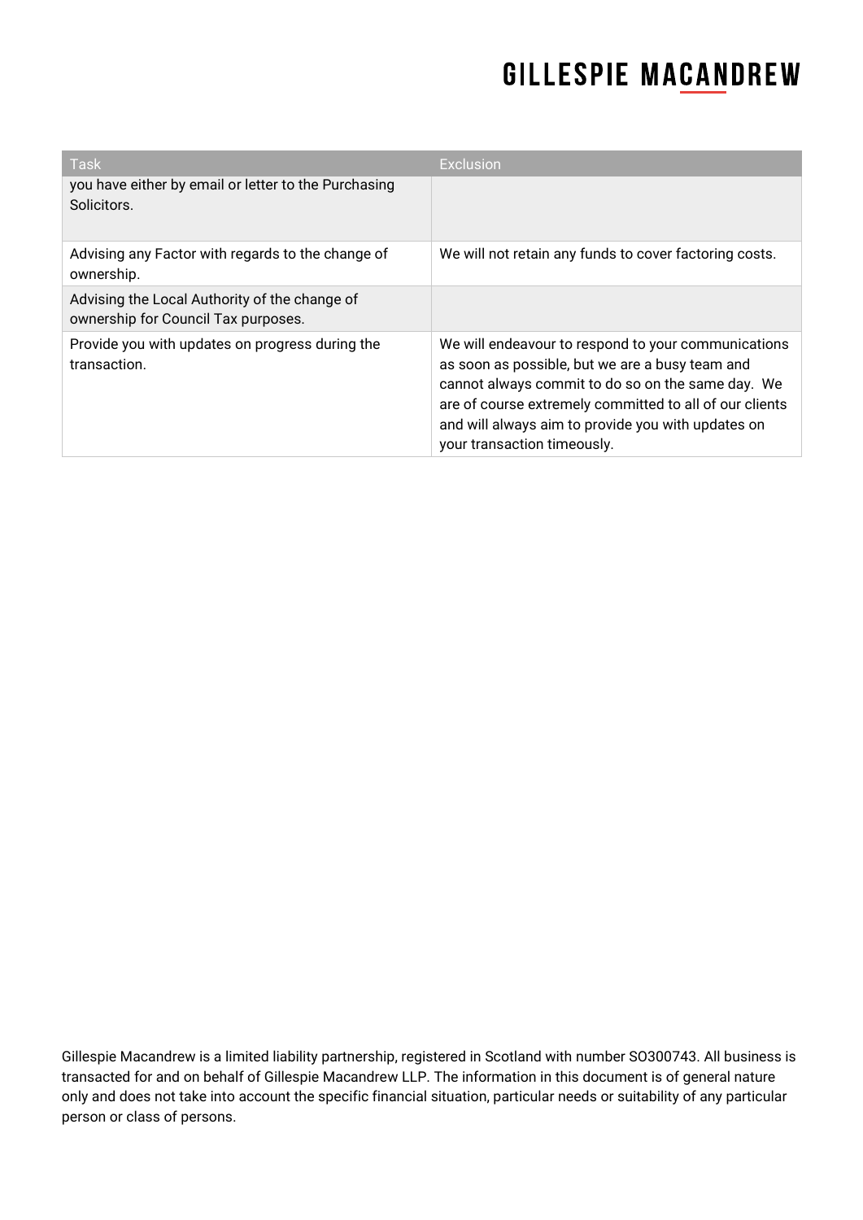| Task | Exclusion |
|---|---|
| you have either by email or letter to the Purchasing Solicitors. | |
| Advising any Factor with regards to the change of ownership. | We will not retain any funds to cover factoring costs. |
| Advising the Local Authority of the change of ownership for Council Tax purposes. | |
| Provide you with updates on progress during the transaction. | We will endeavour to respond to your communications as soon as possible, but we are a busy team and cannot always commit to do so on the same day. We are of course extremely committed to all of our clients and will always aim to provide you with updates on your transaction timeously. |

Gillespie Macandrew is a limited liability partnership, registered in Scotland with number SO300743. All business is transacted for and on behalf of Gillespie Macandrew LLP. The information in this document is of general nature only and does not take into account the specific financial situation, particular needs or suitability of any particular person or class of persons.